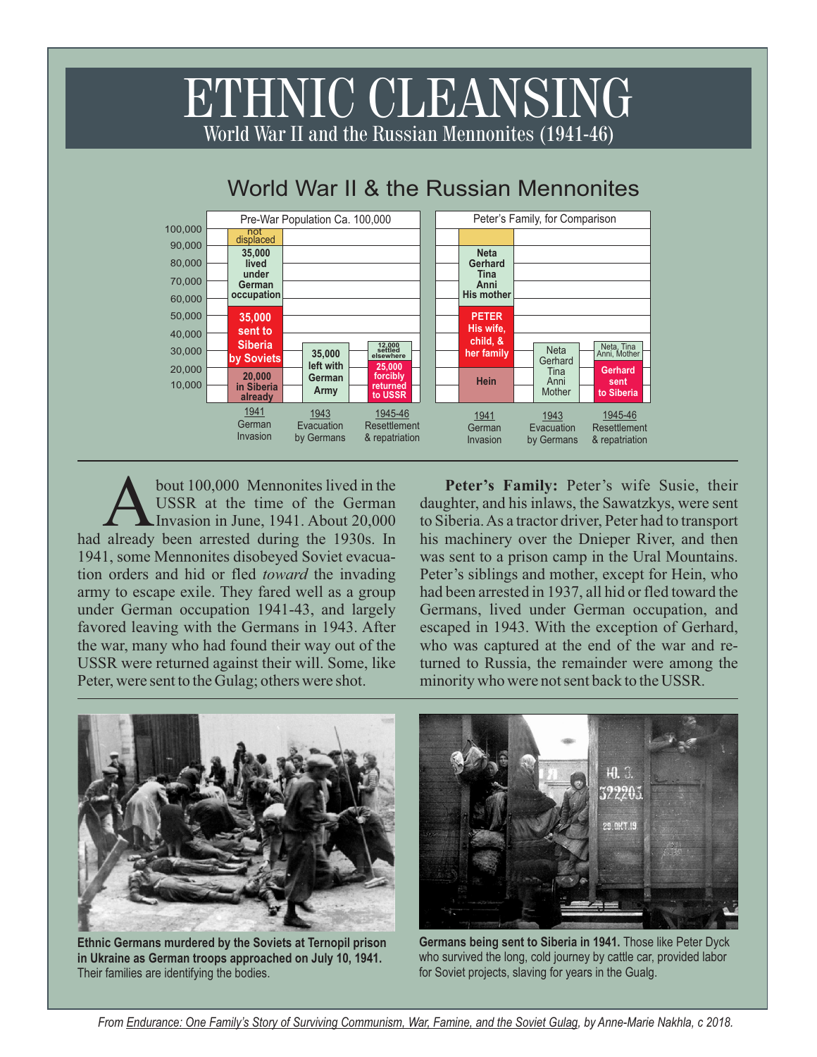# ETHNIC CLEANSING

## World War II and the Russian Mennonites (1941-46)

### World War II & the Russian Mennonites

**Pre-War Population Ca. 100,000**

| | 1941 German Invasion | 1943 Evacuation by Germans | 1945-46 Resettlement & repatriation |
|---|---|---|---|
| | not displaced | | |
| | 35,000 lived under German occupation | | |
| | 35,000 sent to Siberia by Soviets | 35,000 left with German Army | 12,000 settled elsewhere |
| | | | 25,000 forcibly returned to USSR |
| | 20,000 in Siberia already | | |

**Peter's Family, for Comparison**

| 1941 German Invasion | 1943 Evacuation by Germans | 1945-46 Resettlement & repatriation |
|---|---|---|
| Neta, Gerhard, Tina, Anni, His mother | | |
| PETER, His wife, child, & her family | Neta, Gerhard, Tina, Anni, Mother | Neta, Tina, Anni, Mother |
| | | Gerhard sent to Siberia |
| Hein | | |

About 100,000 Mennonites lived in the USSR at the time of the German Invasion in June, 1941. About 20,000 had already been arrested during the 1930s. In 1941, some Mennonites disobeyed Soviet evacuation orders and hid or fled *toward* the invading army to escape exile. They fared well as a group under German occupation 1941-43, and largely favored leaving with the Germans in 1943. After the war, many who had found their way out of the USSR were returned against their will. Some, like Peter, were sent to the Gulag; others were shot.

**Peter's Family:** Peter's wife Susie, their daughter, and his inlaws, the Sawatzkys, were sent to Siberia. As a tractor driver, Peter had to transport his machinery over the Dnieper River, and then was sent to a prison camp in the Ural Mountains. Peter's siblings and mother, except for Hein, who had been arrested in 1937, all hid or fled toward the Germans, lived under German occupation, and escaped in 1943. With the exception of Gerhard, who was captured at the end of the war and returned to Russia, the remainder were among the minority who were not sent back to the USSR.

**Ethnic Germans murdered by the Soviets at Ternopil prison in Ukraine as German troops approached on July 10, 1941.** Their families are identifying the bodies.

**Germans being sent to Siberia in 1941.** Those like Peter Dyck who survived the long, cold journey by cattle car, provided labor for Soviet projects, slaving for years in the Gualg.

*From Endurance: One Family's Story of Surviving Communism, War, Famine, and the Soviet Gulag, by Anne-Marie Nakhla, c 2018.*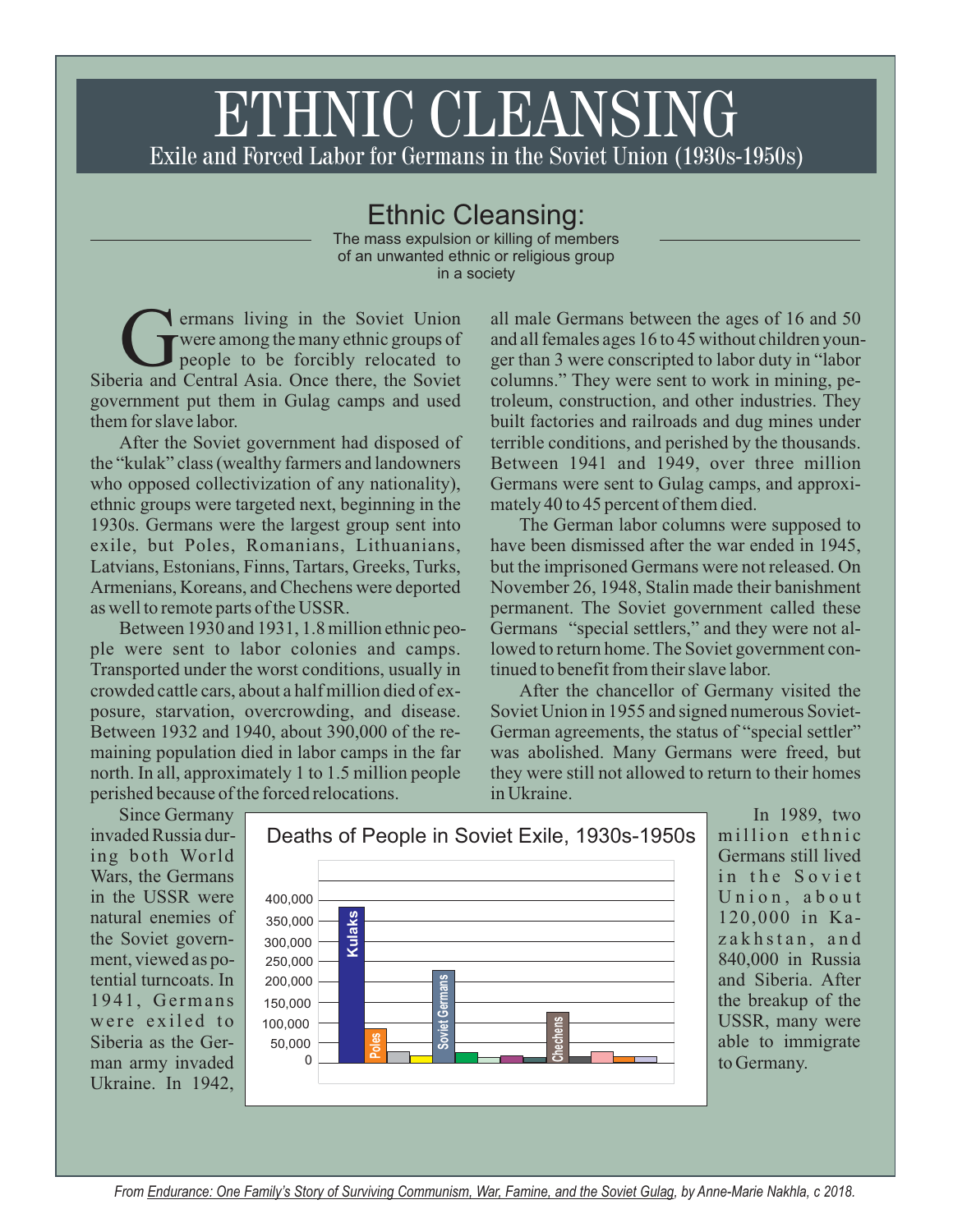# ETHNIC CLEANSING

Exile and Forced Labor for Germans in the Soviet Union (1930s-1950s)

## Ethnic Cleansing:

The mass expulsion or killing of members of an unwanted ethnic or religious group in a society

Germans living in the Soviet Union were among the many ethnic groups of people to be forcibly relocated to Siberia and Central Asia. Once there, the Soviet government put them in Gulag camps and used them for slave labor.

After the Soviet government had disposed of the "kulak" class (wealthy farmers and landowners who opposed collectivization of any nationality), ethnic groups were targeted next, beginning in the 1930s. Germans were the largest group sent into exile, but Poles, Romanians, Lithuanians, Latvians, Estonians, Finns, Tartars, Greeks, Turks, Armenians, Koreans, and Chechens were deported as well to remote parts of the USSR.

Between 1930 and 1931, 1.8 million ethnic people were sent to labor colonies and camps. Transported under the worst conditions, usually in crowded cattle cars, about a half million died of exposure, starvation, overcrowding, and disease. Between 1932 and 1940, about 390,000 of the remaining population died in labor camps in the far north. In all, approximately 1 to 1.5 million people perished because of the forced relocations.

Since Germany invaded Russia during both World Wars, the Germans in the USSR were natural enemies of the Soviet government, viewed as potential turncoats. In 1941, Germans were exiled to Siberia as the German army invaded Ukraine. In 1942, all male Germans between the ages of 16 and 50 and all females ages 16 to 45 without children younger than 3 were conscripted to labor duty in "labor columns." They were sent to work in mining, petroleum, construction, and other industries. They built factories and railroads and dug mines under terrible conditions, and perished by the thousands. Between 1941 and 1949, over three million Germans were sent to Gulag camps, and approximately 40 to 45 percent of them died.

The German labor columns were supposed to have been dismissed after the war ended in 1945, but the imprisoned Germans were not released. On November 26, 1948, Stalin made their banishment permanent. The Soviet government called these Germans "special settlers," and they were not allowed to return home. The Soviet government continued to benefit from their slave labor.

After the chancellor of Germany visited the Soviet Union in 1955 and signed numerous Soviet-German agreements, the status of "special settler" was abolished. Many Germans were freed, but they were still not allowed to return to their homes in Ukraine.

Deaths of People in Soviet Exile, 1930s-1950s

400,000
350,000
300,000
250,000
200,000
150,000
100,000
50,000
0

Kulaks
Poles
Soviet Germans
Chechens

In 1989, two million ethnic Germans still lived in the Soviet Union, about 120,000 in Kazakhstan, and 840,000 in Russia and Siberia. After the breakup of the USSR, many were able to immigrate to Germany.

*From Endurance: One Family's Story of Surviving Communism, War, Famine, and the Soviet Gulag, by Anne-Marie Nakhla, c 2018.*